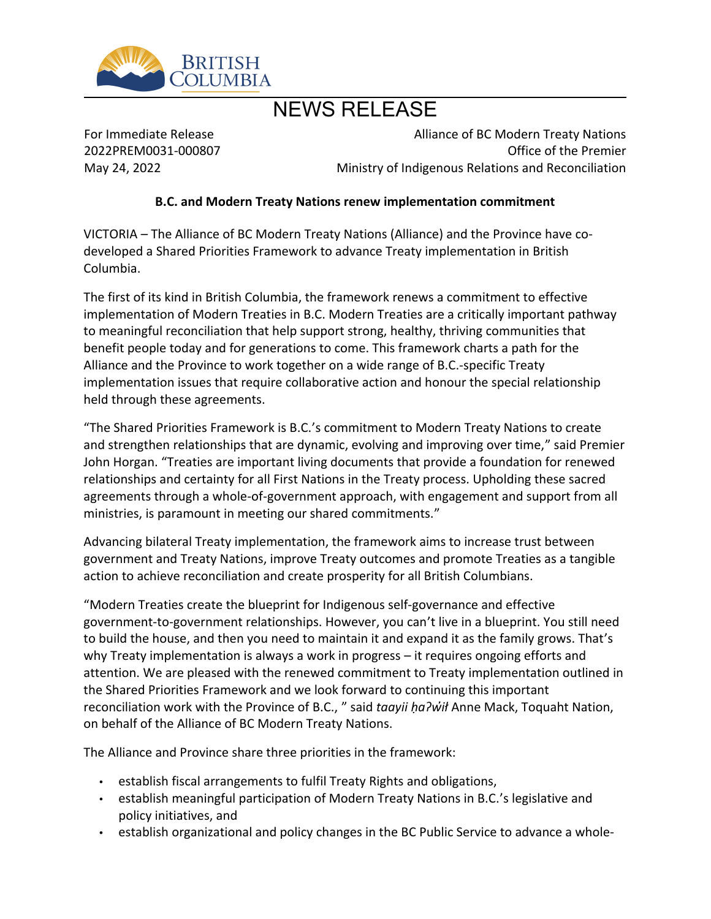# NEWS RELEASE

For Immediate Release
2022PREM0031-000807
May 24, 2022

Alliance of BC Modern Treaty Nations
Office of the Premier
Ministry of Indigenous Relations and Reconciliation

**B.C. and Modern Treaty Nations renew implementation commitment**

VICTORIA – The Alliance of BC Modern Treaty Nations (Alliance) and the Province have co-developed a Shared Priorities Framework to advance Treaty implementation in British Columbia.

The first of its kind in British Columbia, the framework renews a commitment to effective implementation of Modern Treaties in B.C. Modern Treaties are a critically important pathway to meaningful reconciliation that help support strong, healthy, thriving communities that benefit people today and for generations to come. This framework charts a path for the Alliance and the Province to work together on a wide range of B.C.-specific Treaty implementation issues that require collaborative action and honour the special relationship held through these agreements.

"The Shared Priorities Framework is B.C.'s commitment to Modern Treaty Nations to create and strengthen relationships that are dynamic, evolving and improving over time," said Premier John Horgan. "Treaties are important living documents that provide a foundation for renewed relationships and certainty for all First Nations in the Treaty process. Upholding these sacred agreements through a whole-of-government approach, with engagement and support from all ministries, is paramount in meeting our shared commitments."

Advancing bilateral Treaty implementation, the framework aims to increase trust between government and Treaty Nations, improve Treaty outcomes and promote Treaties as a tangible action to achieve reconciliation and create prosperity for all British Columbians.

"Modern Treaties create the blueprint for Indigenous self-governance and effective government-to-government relationships. However, you can't live in a blueprint. You still need to build the house, and then you need to maintain it and expand it as the family grows. That's why Treaty implementation is always a work in progress – it requires ongoing efforts and attention. We are pleased with the renewed commitment to Treaty implementation outlined in the Shared Priorities Framework and we look forward to continuing this important reconciliation work with the Province of B.C., " said *taayii ḥaʔw̓ił* Anne Mack, Toquaht Nation, on behalf of the Alliance of BC Modern Treaty Nations.

The Alliance and Province share three priorities in the framework:

- establish fiscal arrangements to fulfil Treaty Rights and obligations,
- establish meaningful participation of Modern Treaty Nations in B.C.'s legislative and policy initiatives, and
- establish organizational and policy changes in the BC Public Service to advance a whole-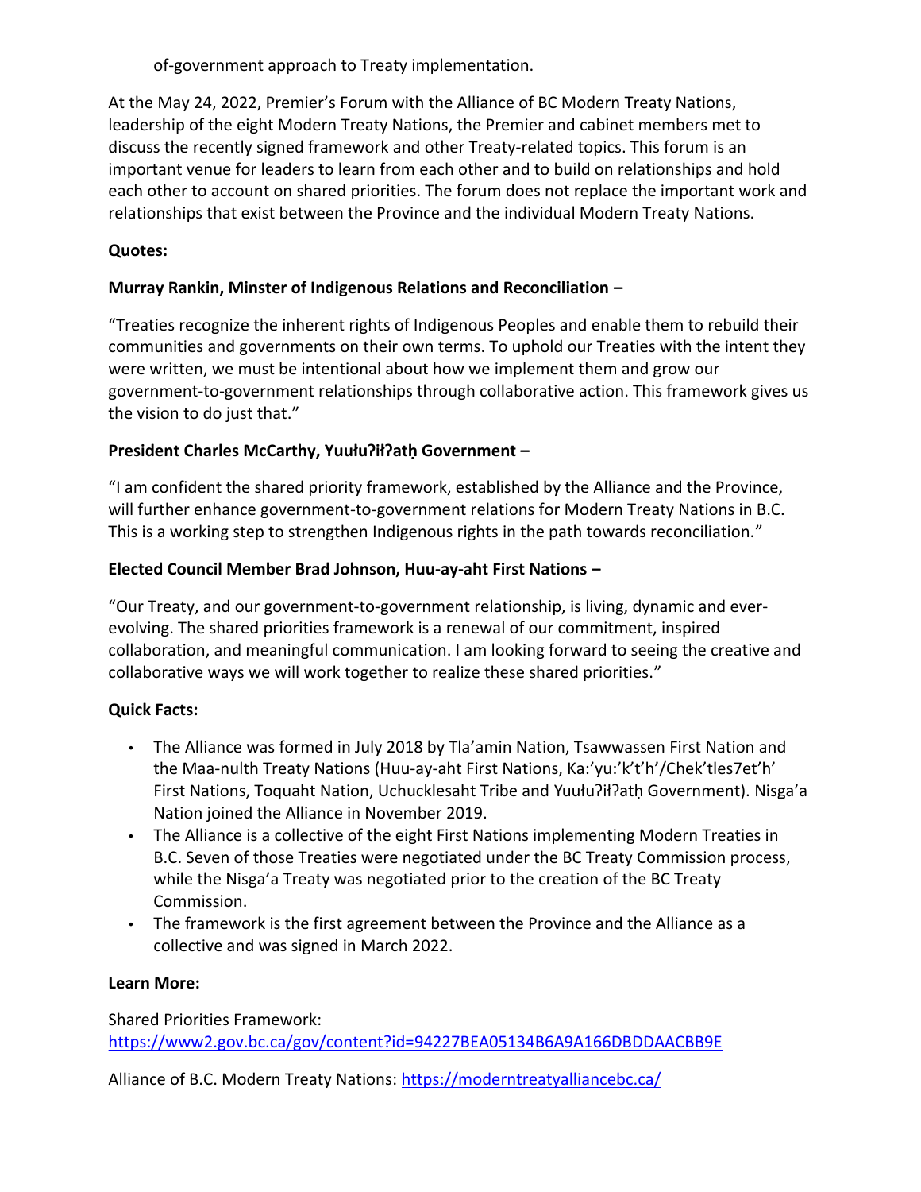of-government approach to Treaty implementation.

At the May 24, 2022, Premier's Forum with the Alliance of BC Modern Treaty Nations, leadership of the eight Modern Treaty Nations, the Premier and cabinet members met to discuss the recently signed framework and other Treaty-related topics. This forum is an important venue for leaders to learn from each other and to build on relationships and hold each other to account on shared priorities. The forum does not replace the important work and relationships that exist between the Province and the individual Modern Treaty Nations.

**Quotes:**

**Murray Rankin, Minster of Indigenous Relations and Reconciliation –**

"Treaties recognize the inherent rights of Indigenous Peoples and enable them to rebuild their communities and governments on their own terms. To uphold our Treaties with the intent they were written, we must be intentional about how we implement them and grow our government-to-government relationships through collaborative action. This framework gives us the vision to do just that."

**President Charles McCarthy, Yuułuʔiłʔatḥ Government –**

"I am confident the shared priority framework, established by the Alliance and the Province, will further enhance government-to-government relations for Modern Treaty Nations in B.C. This is a working step to strengthen Indigenous rights in the path towards reconciliation."

**Elected Council Member Brad Johnson, Huu-ay-aht First Nations –**

"Our Treaty, and our government-to-government relationship, is living, dynamic and ever-evolving. The shared priorities framework is a renewal of our commitment, inspired collaboration, and meaningful communication. I am looking forward to seeing the creative and collaborative ways we will work together to realize these shared priorities."

**Quick Facts:**

- The Alliance was formed in July 2018 by Tla'amin Nation, Tsawwassen First Nation and the Maa-nulth Treaty Nations (Huu-ay-aht First Nations, Ka:'yu:'k't'h'/Chek'tles7et'h' First Nations, Toquaht Nation, Uchucklesaht Tribe and Yuułuʔiłʔatḥ Government). Nisga'a Nation joined the Alliance in November 2019.
- The Alliance is a collective of the eight First Nations implementing Modern Treaties in B.C. Seven of those Treaties were negotiated under the BC Treaty Commission process, while the Nisga'a Treaty was negotiated prior to the creation of the BC Treaty Commission.
- The framework is the first agreement between the Province and the Alliance as a collective and was signed in March 2022.

**Learn More:**

Shared Priorities Framework:
https://www2.gov.bc.ca/gov/content?id=94227BEA05134B6A9A166DBDDAACBB9E

Alliance of B.C. Modern Treaty Nations: https://moderntreatyalliancebc.ca/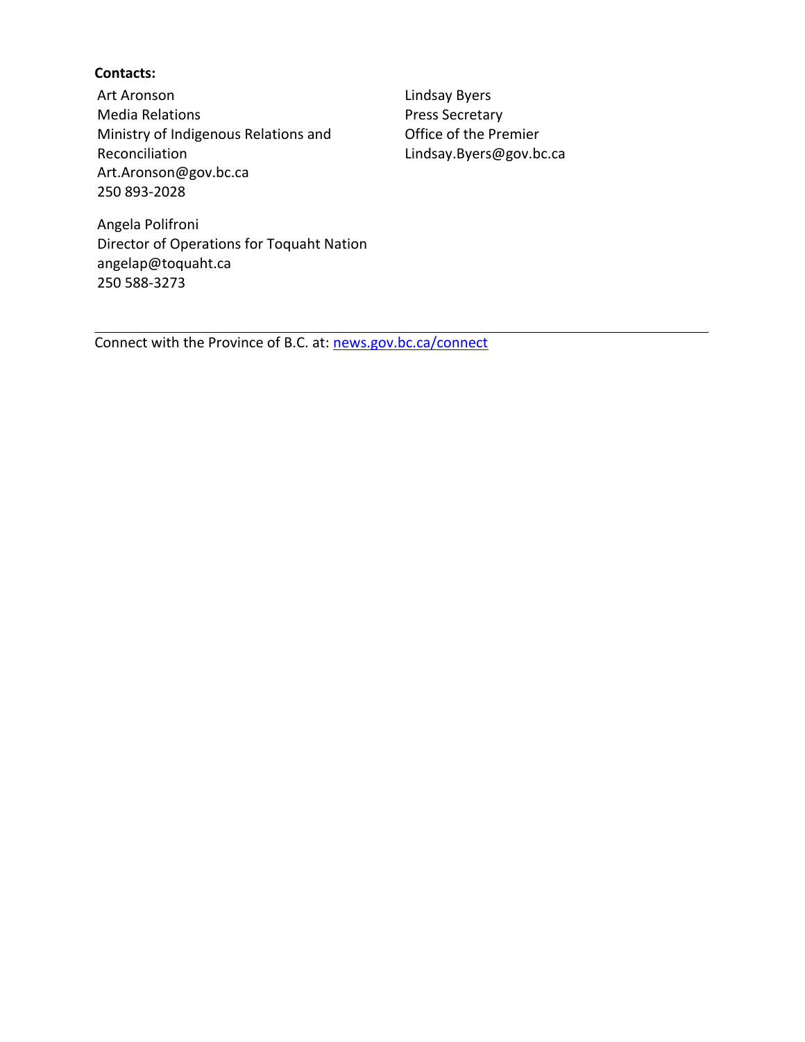**Contacts:**

Art Aronson
Media Relations
Ministry of Indigenous Relations and Reconciliation
Art.Aronson@gov.bc.ca
250 893-2028

Lindsay Byers
Press Secretary
Office of the Premier
Lindsay.Byers@gov.bc.ca

Angela Polifroni
Director of Operations for Toquaht Nation
angelap@toquaht.ca
250 588-3273

---

Connect with the Province of B.C. at: [news.gov.bc.ca/connect](news.gov.bc.ca/connect)